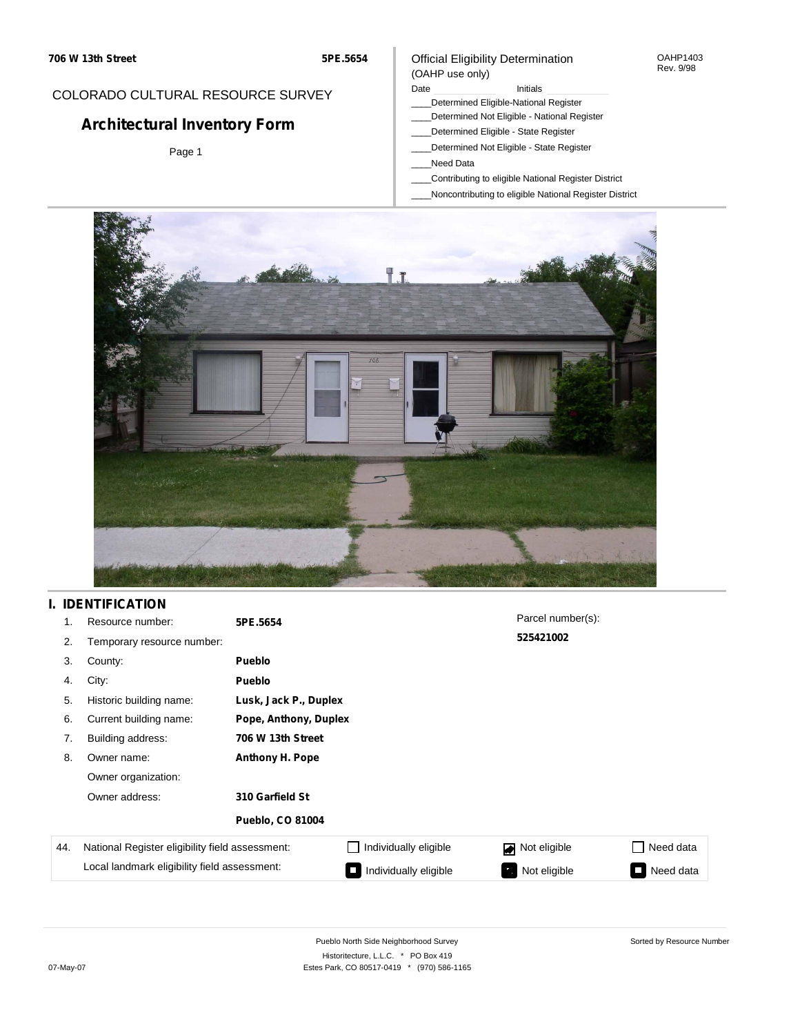706 W 13th Street 5PE.5654

COLORADO CULTURAL RESOURCE SURVEY

# Architectural Inventory Form

Official Eligibility Determination
(OAHP use only)

OAHP1403
Rev. 9/98

Date ____________ Initials ____________

____Determined Eligible-National Register
____Determined Not Eligible - National Register
____Determined Eligible - State Register
____Determined Not Eligible - State Register
____Need Data
____Contributing to eligible National Register District
____Noncontributing to eligible National Register District

## I. IDENTIFICATION

| | | |
|---|---|---|
| 1. | Resource number: | **5PE.5654** |
| 2. | Temporary resource number: | |
| 3. | County: | **Pueblo** |
| 4. | City: | **Pueblo** |
| 5. | Historic building name: | **Lusk, Jack P., Duplex** |
| 6. | Current building name: | **Pope, Anthony, Duplex** |
| 7. | Building address: | **706 W 13th Street** |
| 8. | Owner name: | **Anthony H. Pope** |
| | Owner organization: | |
| | Owner address: | **310 Garfield St** |
| | | **Pueblo, CO 81004** |

Parcel number(s):
**525421002**

| 44. | | | | |
|---|---|---|---|---|
| National Register eligibility field assessment: | ☐ Individually eligible | ☑ Not eligible | ☐ Need data |
| Local landmark eligibility field assessment: | ☐ Individually eligible | ☐ Not eligible | ☐ Need data |

Pueblo North Side Neighborhood Survey
Historitecture, L.L.C. * PO Box 419
Estes Park, CO 80517-0419 * (970) 586-1165

07-May-07

Sorted by Resource Number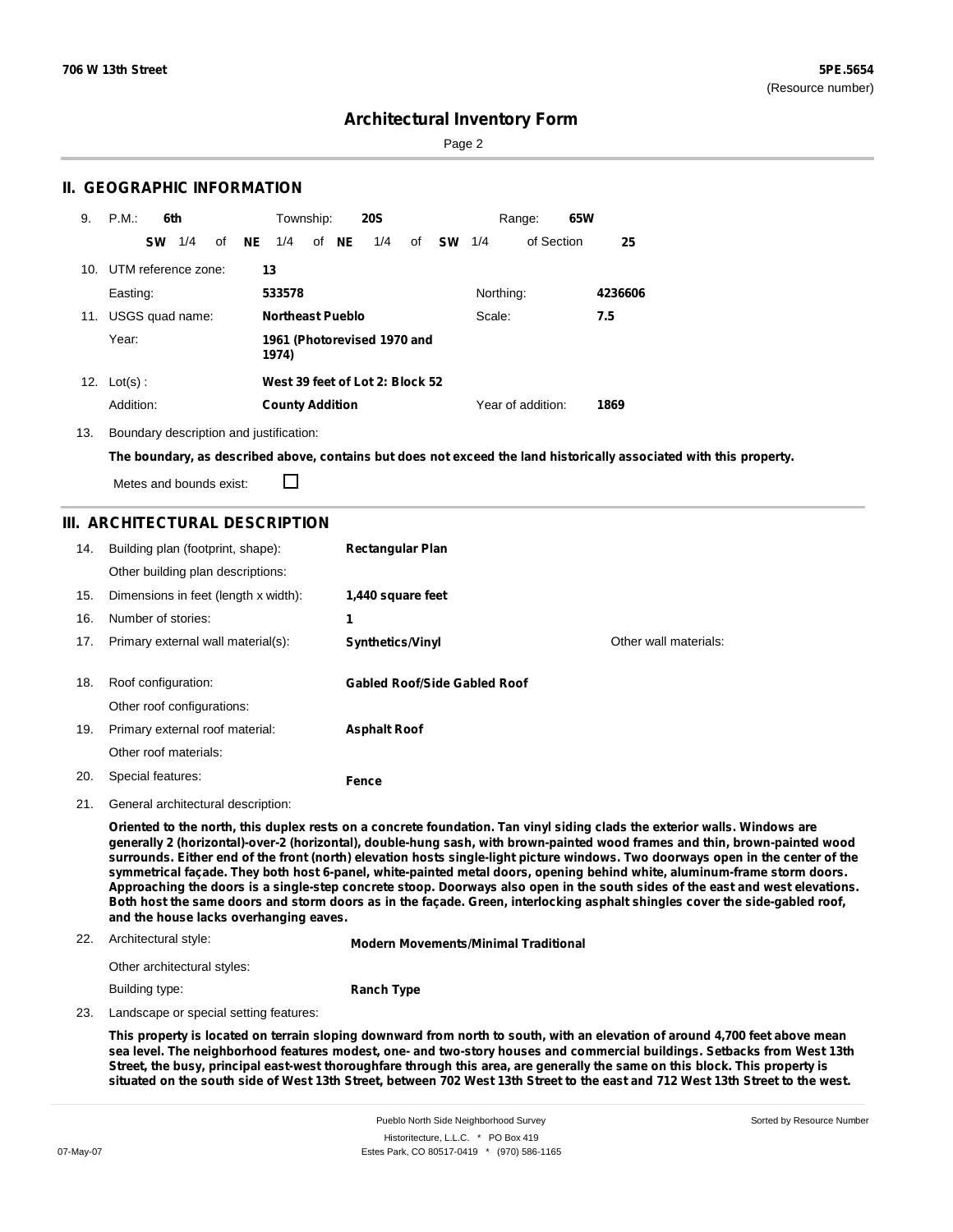## II. GEOGRAPHIC INFORMATION

9. P.M.: **6th** Township: **20S** Range: **65W**

**SW** 1/4 of **NE** 1/4 of **NE** 1/4 of **SW** 1/4 of Section **25**

10. UTM reference zone: **13**

Easting: **533578** Northing: **4236606**

11. USGS quad name: **Northeast Pueblo** Scale: **7.5**

Year: **1961 (Photorevised 1970 and 1974)**

12. Lot(s) : **West 39 feet of Lot 2: Block 52**

Addition: **County Addition** Year of addition: **1869**

13. Boundary description and justification:

**The boundary, as described above, contains but does not exceed the land historically associated with this property.**

Metes and bounds exist: ☐

## III. ARCHITECTURAL DESCRIPTION

14. Building plan (footprint, shape): **Rectangular Plan**

Other building plan descriptions:

15. Dimensions in feet (length x width): **1,440 square feet**

16. Number of stories: **1**

17. Primary external wall material(s): **Synthetics/Vinyl** Other wall materials:

18. Roof configuration: **Gabled Roof/Side Gabled Roof**

Other roof configurations:

19. Primary external roof material: **Asphalt Roof**

Other roof materials:

20. Special features: **Fence**

21. General architectural description:

**Oriented to the north, this duplex rests on a concrete foundation. Tan vinyl siding clads the exterior walls. Windows are generally 2 (horizontal)-over-2 (horizontal), double-hung sash, with brown-painted wood frames and thin, brown-painted wood surrounds. Either end of the front (north) elevation hosts single-light picture windows. Two doorways open in the center of the symmetrical façade. They both host 6-panel, white-painted metal doors, opening behind white, aluminum-frame storm doors. Approaching the doors is a single-step concrete stoop. Doorways also open in the south sides of the east and west elevations. Both host the same doors and storm doors as in the façade. Green, interlocking asphalt shingles cover the side-gabled roof, and the house lacks overhanging eaves.**

22. Architectural style: **Modern Movements/Minimal Traditional**

Other architectural styles:

Building type: **Ranch Type**

23. Landscape or special setting features:

**This property is located on terrain sloping downward from north to south, with an elevation of around 4,700 feet above mean sea level. The neighborhood features modest, one- and two-story houses and commercial buildings. Setbacks from West 13th Street, the busy, principal east-west thoroughfare through this area, are generally the same on this block. This property is situated on the south side of West 13th Street, between 702 West 13th Street to the east and 712 West 13th Street to the west.**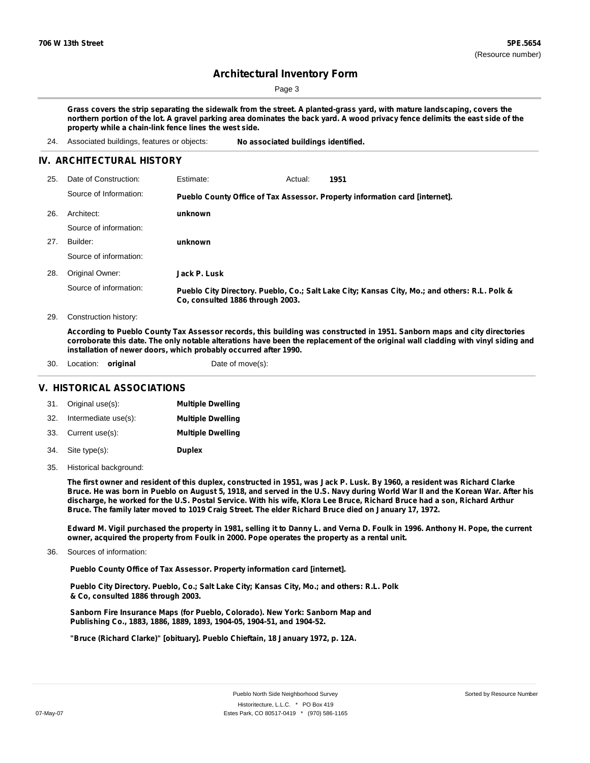**Grass covers the strip separating the sidewalk from the street. A planted-grass yard, with mature landscaping, covers the northern portion of the lot. A gravel parking area dominates the back yard. A wood privacy fence delimits the east side of the property while a chain-link fence lines the west side.**

24. Associated buildings, features or objects: **No associated buildings identified.**

## IV. ARCHITECTURAL HISTORY

25. Date of Construction: Estimate: Actual: **1951**

    Source of Information: **Pueblo County Office of Tax Assessor. Property information card [internet].**

26. Architect: **unknown**

    Source of information:

27. Builder: **unknown**

    Source of information:

28. Original Owner: **Jack P. Lusk**

    Source of information: **Pueblo City Directory. Pueblo, Co.; Salt Lake City; Kansas City, Mo.; and others: R.L. Polk & Co, consulted 1886 through 2003.**

29. Construction history:

**According to Pueblo County Tax Assessor records, this building was constructed in 1951. Sanborn maps and city directories corroborate this date. The only notable alterations have been the replacement of the original wall cladding with vinyl siding and installation of newer doors, which probably occurred after 1990.**

30. Location: **original** Date of move(s):

## V. HISTORICAL ASSOCIATIONS

31. Original use(s): **Multiple Dwelling**
32. Intermediate use(s): **Multiple Dwelling**
33. Current use(s): **Multiple Dwelling**
34. Site type(s): **Duplex**
35. Historical background:

**The first owner and resident of this duplex, constructed in 1951, was Jack P. Lusk. By 1960, a resident was Richard Clarke Bruce. He was born in Pueblo on August 5, 1918, and served in the U.S. Navy during World War II and the Korean War. After his discharge, he worked for the U.S. Postal Service. With his wife, Klora Lee Bruce, Richard Bruce had a son, Richard Arthur Bruce. The family later moved to 1019 Craig Street. The elder Richard Bruce died on January 17, 1972.**

**Edward M. Vigil purchased the property in 1981, selling it to Danny L. and Verna D. Foulk in 1996. Anthony H. Pope, the current owner, acquired the property from Foulk in 2000. Pope operates the property as a rental unit.**

36. Sources of information:

**Pueblo County Office of Tax Assessor. Property information card [internet].**

**Pueblo City Directory. Pueblo, Co.; Salt Lake City; Kansas City, Mo.; and others: R.L. Polk & Co, consulted 1886 through 2003.**

**Sanborn Fire Insurance Maps (for Pueblo, Colorado). New York: Sanborn Map and Publishing Co., 1883, 1886, 1889, 1893, 1904-05, 1904-51, and 1904-52.**

**"Bruce (Richard Clarke)" [obituary]. Pueblo Chieftain, 18 January 1972, p. 12A.**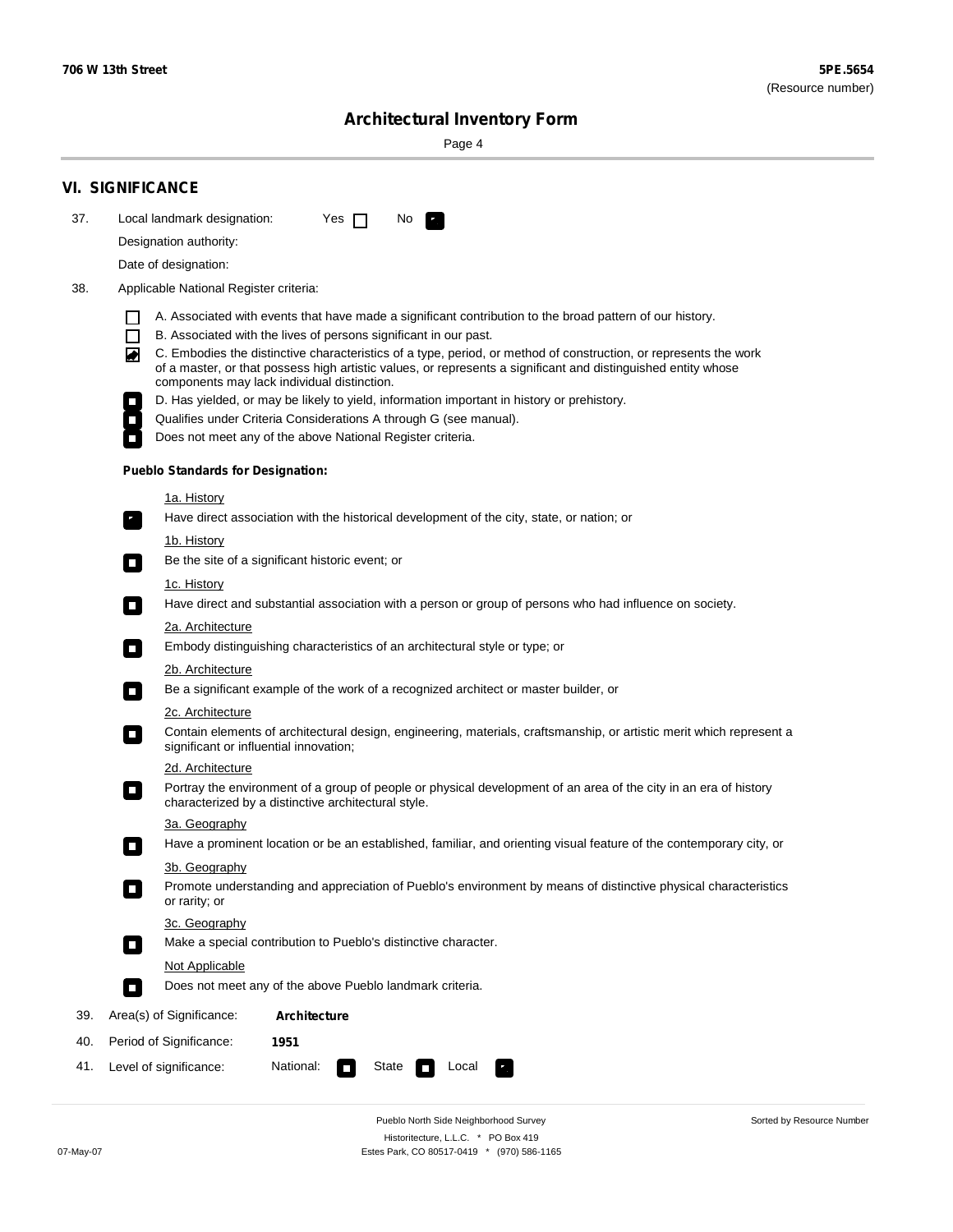## VI. SIGNIFICANCE

37. Local landmark designation: Yes ☐ No ☑

Designation authority:

Date of designation:

38. Applicable National Register criteria:

- ☐ A. Associated with events that have made a significant contribution to the broad pattern of our history.
- ☐ B. Associated with the lives of persons significant in our past.
- ☑ C. Embodies the distinctive characteristics of a type, period, or method of construction, or represents the work of a master, or that possess high artistic values, or represents a significant and distinguished entity whose components may lack individual distinction.
- ☐ D. Has yielded, or may be likely to yield, information important in history or prehistory.
- ☐ Qualifies under Criteria Considerations A through G (see manual).
- ☐ Does not meet any of the above National Register criteria.

**Pueblo Standards for Designation:**

1a. History
- ☑ Have direct association with the historical development of the city, state, or nation; or

1b. History
- ☐ Be the site of a significant historic event; or

1c. History
- ☐ Have direct and substantial association with a person or group of persons who had influence on society.

2a. Architecture
- ☐ Embody distinguishing characteristics of an architectural style or type; or

2b. Architecture
- ☐ Be a significant example of the work of a recognized architect or master builder, or

2c. Architecture
- ☐ Contain elements of architectural design, engineering, materials, craftsmanship, or artistic merit which represent a significant or influential innovation;

2d. Architecture
- ☐ Portray the environment of a group of people or physical development of an area of the city in an era of history characterized by a distinctive architectural style.

3a. Geography
- ☐ Have a prominent location or be an established, familiar, and orienting visual feature of the contemporary city, or

3b. Geography
- ☐ Promote understanding and appreciation of Pueblo's environment by means of distinctive physical characteristics or rarity; or

3c. Geography
- ☐ Make a special contribution to Pueblo's distinctive character.

Not Applicable
- ☐ Does not meet any of the above Pueblo landmark criteria.

39. Area(s) of Significance: **Architecture**

40. Period of Significance: **1951**

41. Level of significance: National: ☐ State ☐ Local ☑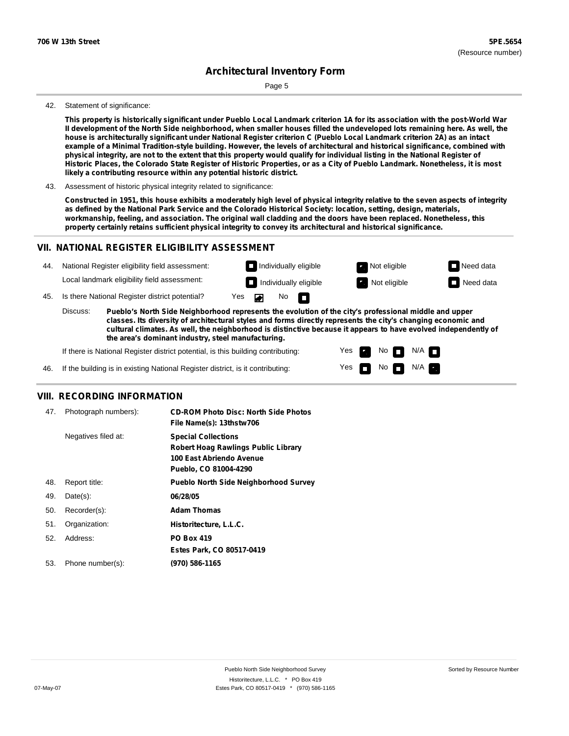42. Statement of significance:

**This property is historically significant under Pueblo Local Landmark criterion 1A for its association with the post-World War II development of the North Side neighborhood, when smaller houses filled the undeveloped lots remaining here. As well, the house is architecturally significant under National Register criterion C (Pueblo Local Landmark criterion 2A) as an intact example of a Minimal Tradition-style building. However, the levels of architectural and historical significance, combined with physical integrity, are not to the extent that this property would qualify for individual listing in the National Register of Historic Places, the Colorado State Register of Historic Properties, or as a City of Pueblo Landmark. Nonetheless, it is most likely a contributing resource within any potential historic district.**

43. Assessment of historic physical integrity related to significance:

**Constructed in 1951, this house exhibits a moderately high level of physical integrity relative to the seven aspects of integrity as defined by the National Park Service and the Colorado Historical Society: location, setting, design, materials, workmanship, feeling, and association. The original wall cladding and the doors have been replaced. Nonetheless, this property certainly retains sufficient physical integrity to convey its architectural and historical significance.**

## VII. NATIONAL REGISTER ELIGIBILITY ASSESSMENT

44. National Register eligibility field assessment: ☐ Individually eligible ☑ Not eligible ☐ Need data

Local landmark eligibility field assessment: ☐ Individually eligible ☑ Not eligible ☐ Need data

45. Is there National Register district potential? Yes ☑ No ☐

Discuss: **Pueblo's North Side Neighborhood represents the evolution of the city's professional middle and upper classes. Its diversity of architectural styles and forms directly represents the city's changing economic and cultural climates. As well, the neighborhood is distinctive because it appears to have evolved independently of the area's dominant industry, steel manufacturing.**

If there is National Register district potential, is this building contributing: Yes ☑ No ☐ N/A ☐

46. If the building is in existing National Register district, is it contributing: Yes ☐ No ☐ N/A ☑

## VIII. RECORDING INFORMATION

47. Photograph numbers): **CD-ROM Photo Disc: North Side Photos**
**File Name(s): 13thstw706**

Negatives filed at: **Special Collections**
**Robert Hoag Rawlings Public Library**
**100 East Abriendo Avenue**
**Pueblo, CO 81004-4290**

48. Report title: **Pueblo North Side Neighborhood Survey**

49. Date(s): **06/28/05**

50. Recorder(s): **Adam Thomas**

51. Organization: **Historitecture, L.L.C.**

52. Address: **PO Box 419**
**Estes Park, CO 80517-0419**

53. Phone number(s): **(970) 586-1165**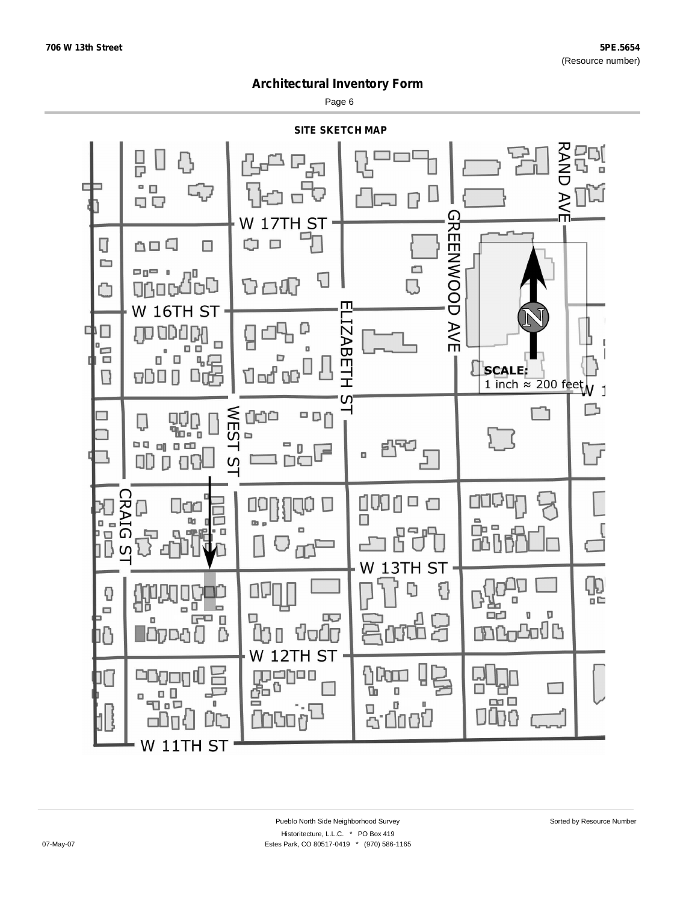# Architectural Inventory Form

## SITE SKETCH MAP

W 17TH ST

W 16TH ST

W 13TH ST

W 12TH ST

W 11TH ST

CRAIG ST

WEST ST

ELIZABETH ST

GREENWOOD AVE

RAND AVE

**SCALE:**
1 inch ≈ 200 feet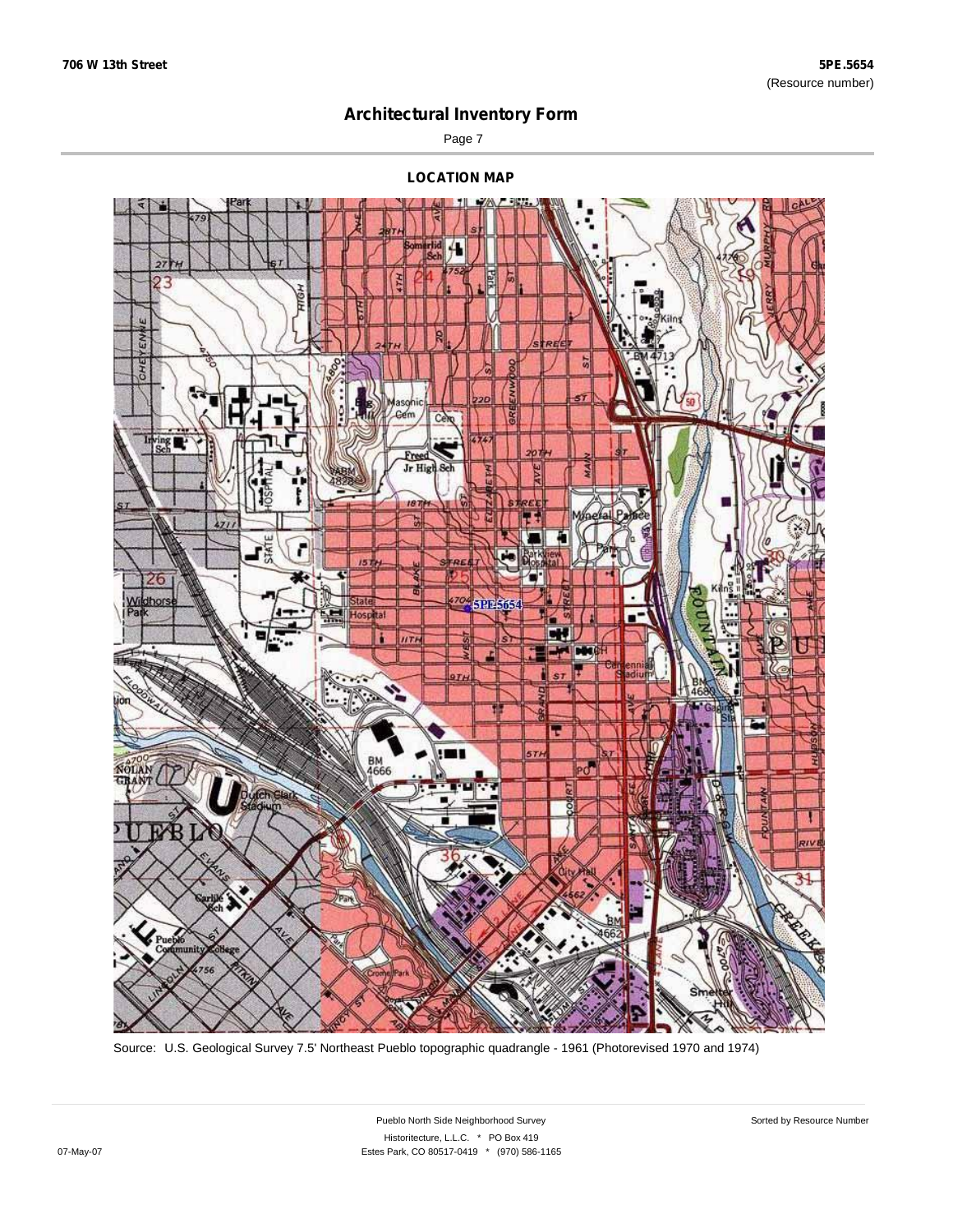## LOCATION MAP

Source: U.S. Geological Survey 7.5' Northeast Pueblo topographic quadrangle - 1961 (Photorevised 1970 and 1974)